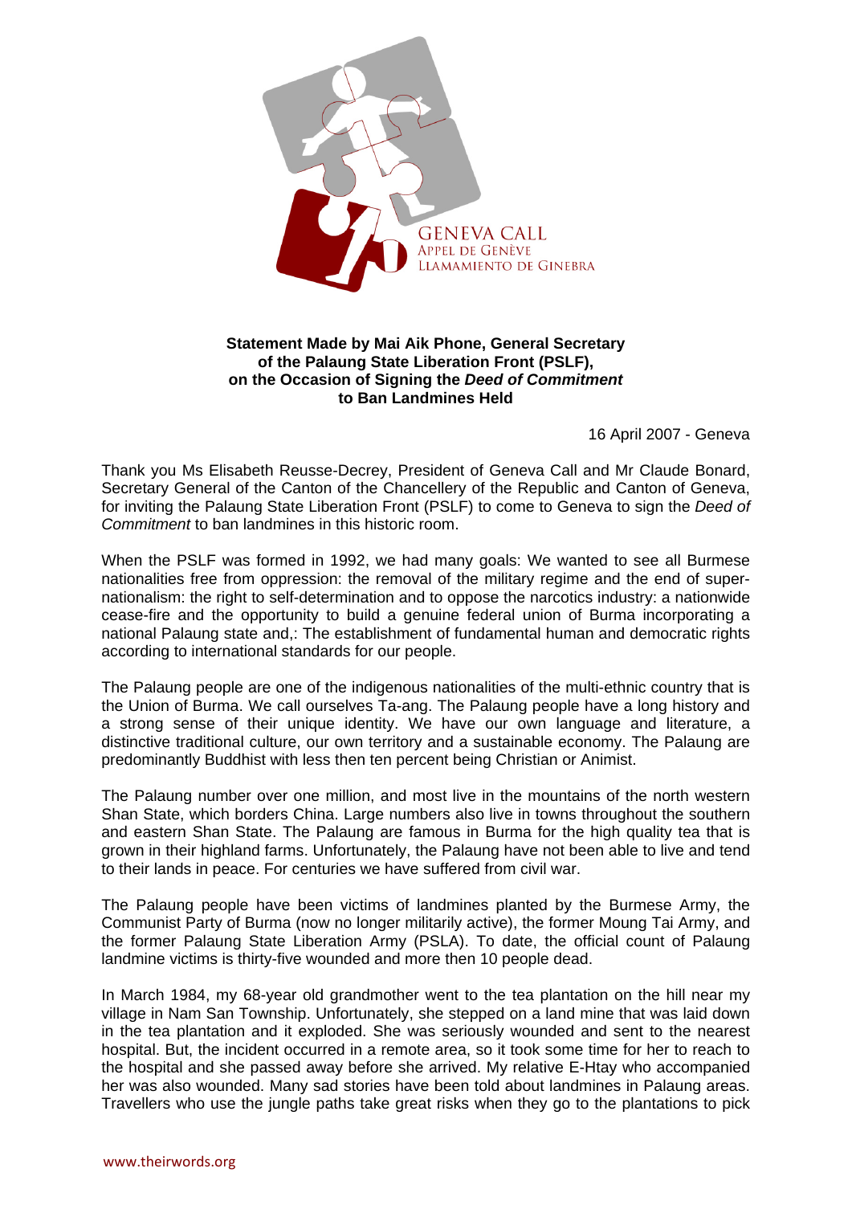GENEVA CALL
APPEL DE GENÈVE
LLAMAMIENTO DE GINEBRA

**Statement Made by Mai Aik Phone, General Secretary of the Palaung State Liberation Front (PSLF), on the Occasion of Signing the *Deed of Commitment* to Ban Landmines Held**

16 April 2007 - Geneva

Thank you Ms Elisabeth Reusse-Decrey, President of Geneva Call and Mr Claude Bonard, Secretary General of the Canton of the Chancellery of the Republic and Canton of Geneva, for inviting the Palaung State Liberation Front (PSLF) to come to Geneva to sign the *Deed of Commitment* to ban landmines in this historic room.

When the PSLF was formed in 1992, we had many goals: We wanted to see all Burmese nationalities free from oppression: the removal of the military regime and the end of super-nationalism: the right to self-determination and to oppose the narcotics industry: a nationwide cease-fire and the opportunity to build a genuine federal union of Burma incorporating a national Palaung state and,: The establishment of fundamental human and democratic rights according to international standards for our people.

The Palaung people are one of the indigenous nationalities of the multi-ethnic country that is the Union of Burma. We call ourselves Ta-ang. The Palaung people have a long history and a strong sense of their unique identity. We have our own language and literature, a distinctive traditional culture, our own territory and a sustainable economy. The Palaung are predominantly Buddhist with less then ten percent being Christian or Animist.

The Palaung number over one million, and most live in the mountains of the north western Shan State, which borders China. Large numbers also live in towns throughout the southern and eastern Shan State. The Palaung are famous in Burma for the high quality tea that is grown in their highland farms. Unfortunately, the Palaung have not been able to live and tend to their lands in peace. For centuries we have suffered from civil war.

The Palaung people have been victims of landmines planted by the Burmese Army, the Communist Party of Burma (now no longer militarily active), the former Moung Tai Army, and the former Palaung State Liberation Army (PSLA). To date, the official count of Palaung landmine victims is thirty-five wounded and more then 10 people dead.

In March 1984, my 68-year old grandmother went to the tea plantation on the hill near my village in Nam San Township. Unfortunately, she stepped on a land mine that was laid down in the tea plantation and it exploded. She was seriously wounded and sent to the nearest hospital. But, the incident occurred in a remote area, so it took some time for her to reach to the hospital and she passed away before she arrived. My relative E-Htay who accompanied her was also wounded. Many sad stories have been told about landmines in Palaung areas. Travellers who use the jungle paths take great risks when they go to the plantations to pick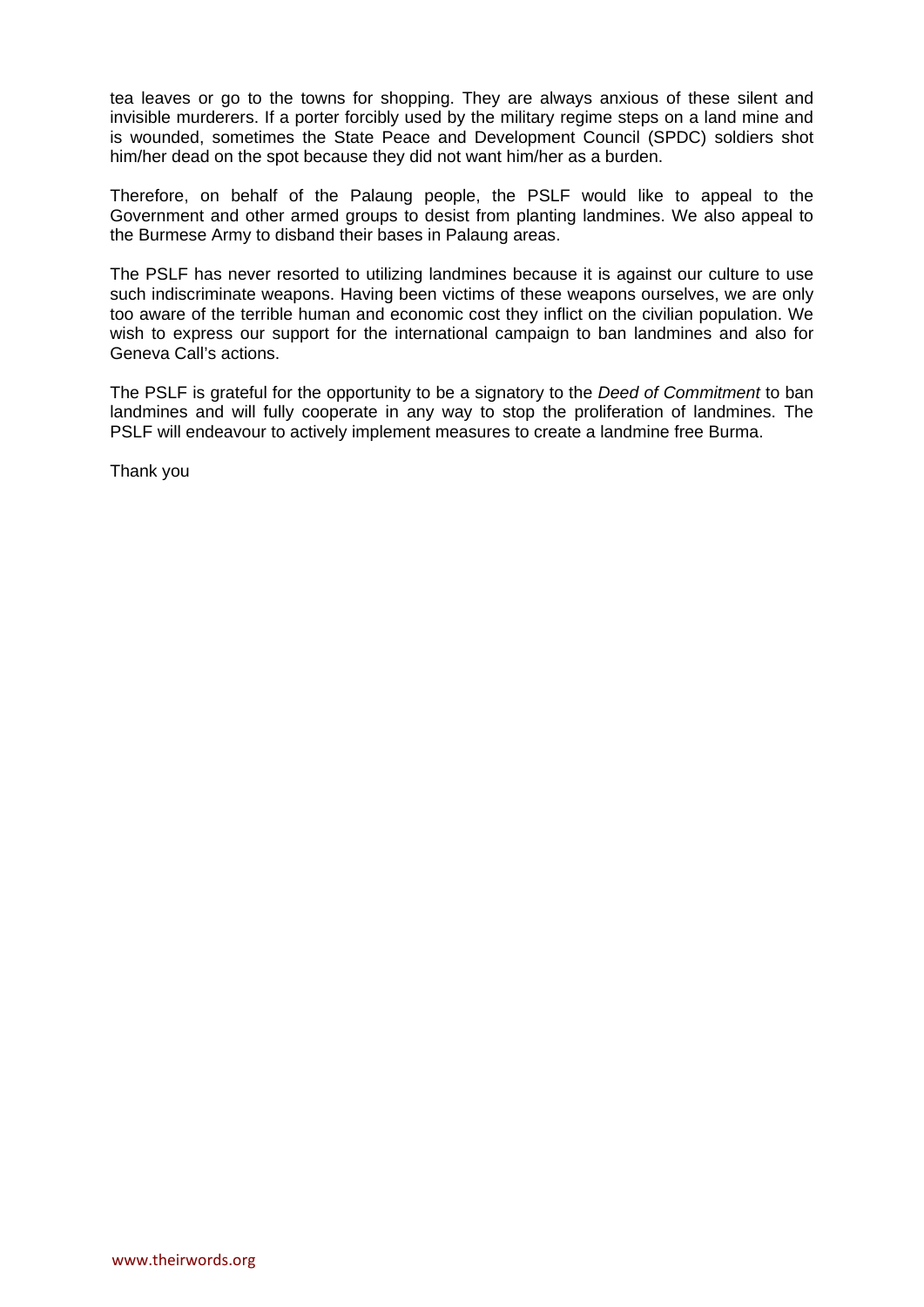tea leaves or go to the towns for shopping. They are always anxious of these silent and invisible murderers. If a porter forcibly used by the military regime steps on a land mine and is wounded, sometimes the State Peace and Development Council (SPDC) soldiers shot him/her dead on the spot because they did not want him/her as a burden.

Therefore, on behalf of the Palaung people, the PSLF would like to appeal to the Government and other armed groups to desist from planting landmines. We also appeal to the Burmese Army to disband their bases in Palaung areas.

The PSLF has never resorted to utilizing landmines because it is against our culture to use such indiscriminate weapons. Having been victims of these weapons ourselves, we are only too aware of the terrible human and economic cost they inflict on the civilian population. We wish to express our support for the international campaign to ban landmines and also for Geneva Call's actions.

The PSLF is grateful for the opportunity to be a signatory to the *Deed of Commitment* to ban landmines and will fully cooperate in any way to stop the proliferation of landmines. The PSLF will endeavour to actively implement measures to create a landmine free Burma.

Thank you